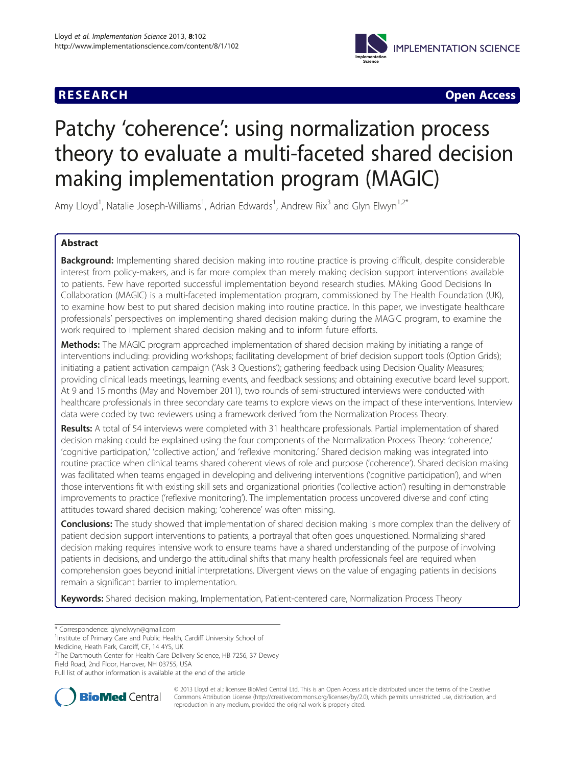RESEARCH Open Access

# Patchy 'coherence': using normalization process theory to evaluate a multi-faceted shared decision making implementation program (MAGIC)

Amy Lloyd[1], Natalie Joseph-Williams[1], Adrian Edwards[1], Andrew Rix[3] and Glyn Elwyn[1,2*]

## Abstract

**Background:** Implementing shared decision making into routine practice is proving difficult, despite considerable interest from policy-makers, and is far more complex than merely making decision support interventions available to patients. Few have reported successful implementation beyond research studies. MAking Good Decisions In Collaboration (MAGIC) is a multi-faceted implementation program, commissioned by The Health Foundation (UK), to examine how best to put shared decision making into routine practice. In this paper, we investigate healthcare professionals' perspectives on implementing shared decision making during the MAGIC program, to examine the work required to implement shared decision making and to inform future efforts.

**Methods:** The MAGIC program approached implementation of shared decision making by initiating a range of interventions including: providing workshops; facilitating development of brief decision support tools (Option Grids); initiating a patient activation campaign ('Ask 3 Questions'); gathering feedback using Decision Quality Measures; providing clinical leads meetings, learning events, and feedback sessions; and obtaining executive board level support. At 9 and 15 months (May and November 2011), two rounds of semi-structured interviews were conducted with healthcare professionals in three secondary care teams to explore views on the impact of these interventions. Interview data were coded by two reviewers using a framework derived from the Normalization Process Theory.

**Results:** A total of 54 interviews were completed with 31 healthcare professionals. Partial implementation of shared decision making could be explained using the four components of the Normalization Process Theory: 'coherence,' 'cognitive participation,' 'collective action,' and 'reflexive monitoring.' Shared decision making was integrated into routine practice when clinical teams shared coherent views of role and purpose ('coherence'). Shared decision making was facilitated when teams engaged in developing and delivering interventions ('cognitive participation'), and when those interventions fit with existing skill sets and organizational priorities ('collective action') resulting in demonstrable improvements to practice ('reflexive monitoring'). The implementation process uncovered diverse and conflicting attitudes toward shared decision making; 'coherence' was often missing.

**Conclusions:** The study showed that implementation of shared decision making is more complex than the delivery of patient decision support interventions to patients, a portrayal that often goes unquestioned. Normalizing shared decision making requires intensive work to ensure teams have a shared understanding of the purpose of involving patients in decisions, and undergo the attitudinal shifts that many health professionals feel are required when comprehension goes beyond initial interpretations. Divergent views on the value of engaging patients in decisions remain a significant barrier to implementation.

**Keywords:** Shared decision making, Implementation, Patient-centered care, Normalization Process Theory

---

\* Correspondence: glynelwyn@gmail.com
[1]Institute of Primary Care and Public Health, Cardiff University School of Medicine, Heath Park, Cardiff, CF, 14 4YS, UK
[2]The Dartmouth Center for Health Care Delivery Science, HB 7256, 37 Dewey Field Road, 2nd Floor, Hanover, NH 03755, USA
Full list of author information is available at the end of the article

© 2013 Lloyd et al.; licensee BioMed Central Ltd. This is an Open Access article distributed under the terms of the Creative Commons Attribution License (http://creativecommons.org/licenses/by/2.0), which permits unrestricted use, distribution, and reproduction in any medium, provided the original work is properly cited.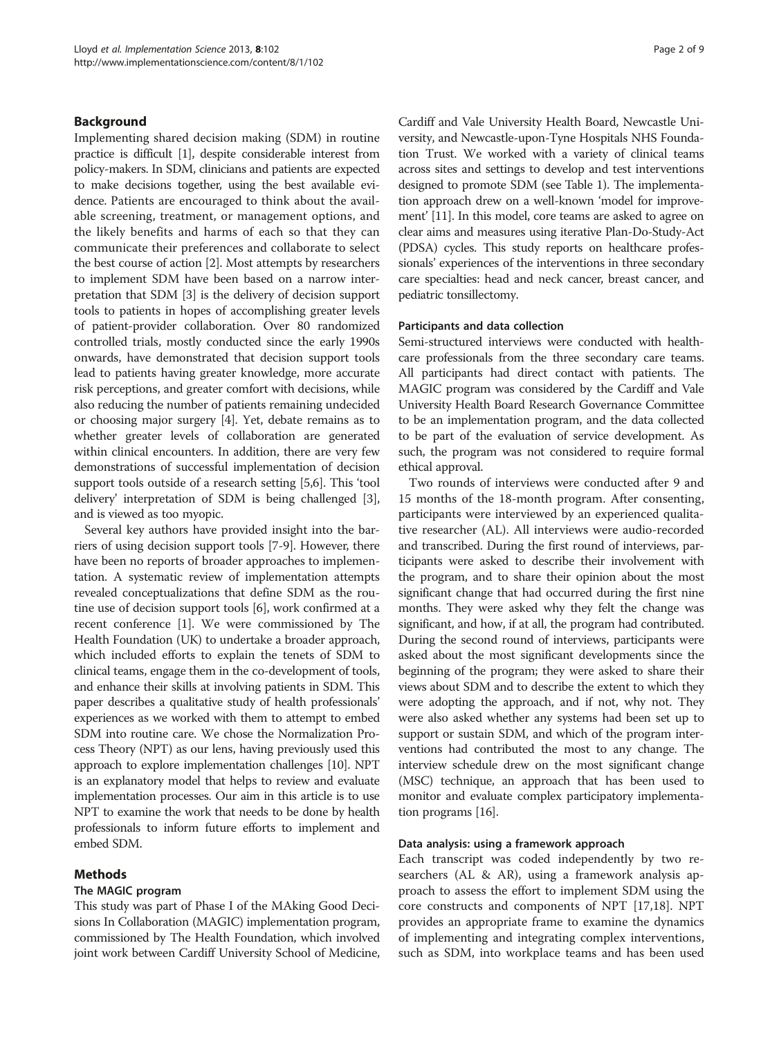## Background

Implementing shared decision making (SDM) in routine practice is difficult [1], despite considerable interest from policy-makers. In SDM, clinicians and patients are expected to make decisions together, using the best available evidence. Patients are encouraged to think about the available screening, treatment, or management options, and the likely benefits and harms of each so that they can communicate their preferences and collaborate to select the best course of action [2]. Most attempts by researchers to implement SDM have been based on a narrow interpretation that SDM [3] is the delivery of decision support tools to patients in hopes of accomplishing greater levels of patient-provider collaboration. Over 80 randomized controlled trials, mostly conducted since the early 1990s onwards, have demonstrated that decision support tools lead to patients having greater knowledge, more accurate risk perceptions, and greater comfort with decisions, while also reducing the number of patients remaining undecided or choosing major surgery [4]. Yet, debate remains as to whether greater levels of collaboration are generated within clinical encounters. In addition, there are very few demonstrations of successful implementation of decision support tools outside of a research setting [5,6]. This 'tool delivery' interpretation of SDM is being challenged [3], and is viewed as too myopic.

Several key authors have provided insight into the barriers of using decision support tools [7-9]. However, there have been no reports of broader approaches to implementation. A systematic review of implementation attempts revealed conceptualizations that define SDM as the routine use of decision support tools [6], work confirmed at a recent conference [1]. We were commissioned by The Health Foundation (UK) to undertake a broader approach, which included efforts to explain the tenets of SDM to clinical teams, engage them in the co-development of tools, and enhance their skills at involving patients in SDM. This paper describes a qualitative study of health professionals' experiences as we worked with them to attempt to embed SDM into routine care. We chose the Normalization Process Theory (NPT) as our lens, having previously used this approach to explore implementation challenges [10]. NPT is an explanatory model that helps to review and evaluate implementation processes. Our aim in this article is to use NPT to examine the work that needs to be done by health professionals to inform future efforts to implement and embed SDM.

## Methods

### The MAGIC program

This study was part of Phase I of the MAking Good Decisions In Collaboration (MAGIC) implementation program, commissioned by The Health Foundation, which involved joint work between Cardiff University School of Medicine, Cardiff and Vale University Health Board, Newcastle University, and Newcastle-upon-Tyne Hospitals NHS Foundation Trust. We worked with a variety of clinical teams across sites and settings to develop and test interventions designed to promote SDM (see Table 1). The implementation approach drew on a well-known 'model for improvement' [11]. In this model, core teams are asked to agree on clear aims and measures using iterative Plan-Do-Study-Act (PDSA) cycles. This study reports on healthcare professionals' experiences of the interventions in three secondary care specialties: head and neck cancer, breast cancer, and pediatric tonsillectomy.

### Participants and data collection

Semi-structured interviews were conducted with healthcare professionals from the three secondary care teams. All participants had direct contact with patients. The MAGIC program was considered by the Cardiff and Vale University Health Board Research Governance Committee to be an implementation program, and the data collected to be part of the evaluation of service development. As such, the program was not considered to require formal ethical approval.

Two rounds of interviews were conducted after 9 and 15 months of the 18-month program. After consenting, participants were interviewed by an experienced qualitative researcher (AL). All interviews were audio-recorded and transcribed. During the first round of interviews, participants were asked to describe their involvement with the program, and to share their opinion about the most significant change that had occurred during the first nine months. They were asked why they felt the change was significant, and how, if at all, the program had contributed. During the second round of interviews, participants were asked about the most significant developments since the beginning of the program; they were asked to share their views about SDM and to describe the extent to which they were adopting the approach, and if not, why not. They were also asked whether any systems had been set up to support or sustain SDM, and which of the program interventions had contributed the most to any change. The interview schedule drew on the most significant change (MSC) technique, an approach that has been used to monitor and evaluate complex participatory implementation programs [16].

### Data analysis: using a framework approach

Each transcript was coded independently by two researchers (AL & AR), using a framework analysis approach to assess the effort to implement SDM using the core constructs and components of NPT [17,18]. NPT provides an appropriate frame to examine the dynamics of implementing and integrating complex interventions, such as SDM, into workplace teams and has been used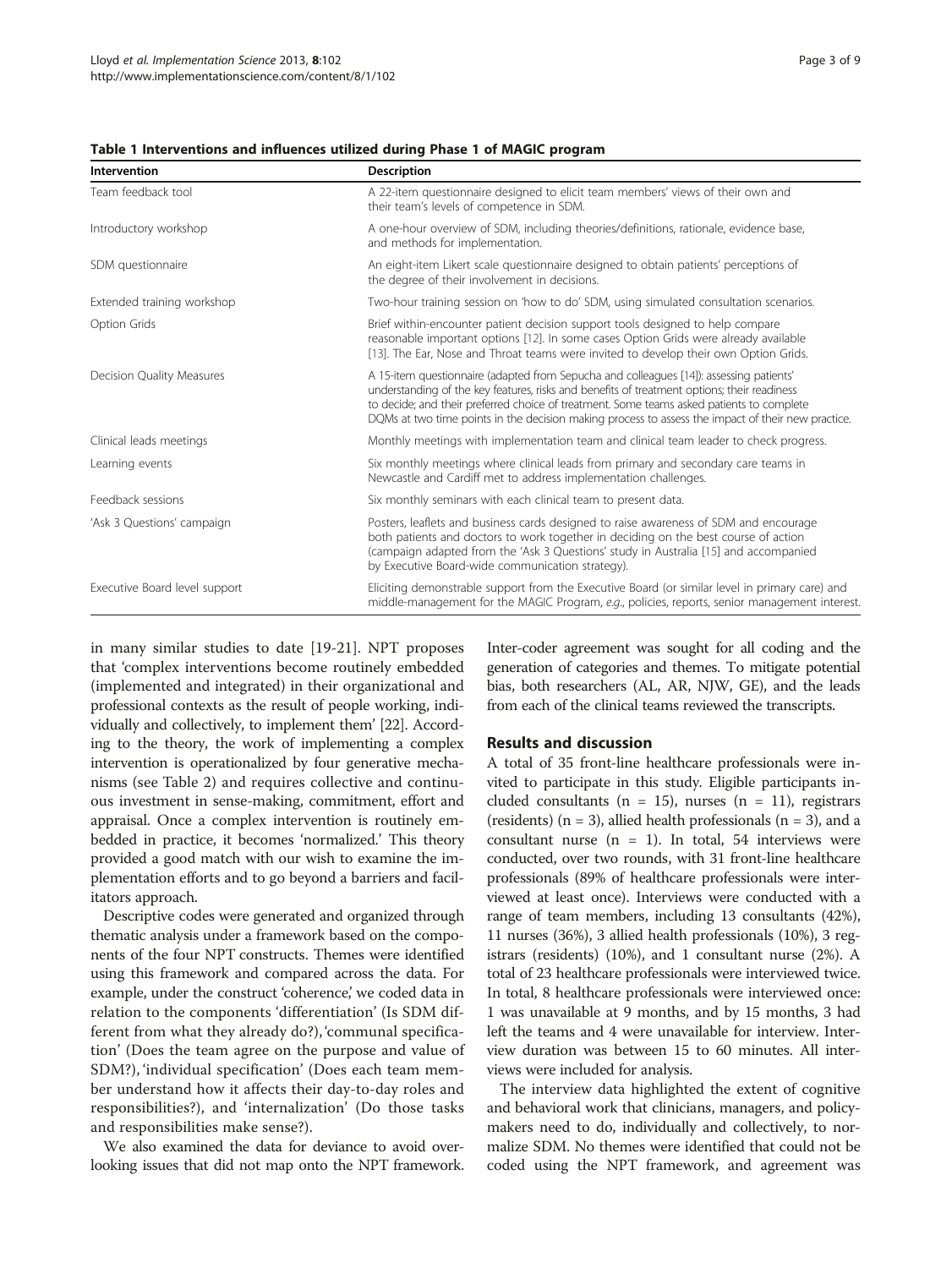**Table 1 Interventions and influences utilized during Phase 1 of MAGIC program**

| Intervention | Description |
|---|---|
| Team feedback tool | A 22-item questionnaire designed to elicit team members' views of their own and their team's levels of competence in SDM. |
| Introductory workshop | A one-hour overview of SDM, including theories/definitions, rationale, evidence base, and methods for implementation. |
| SDM questionnaire | An eight-item Likert scale questionnaire designed to obtain patients' perceptions of the degree of their involvement in decisions. |
| Extended training workshop | Two-hour training session on 'how to do' SDM, using simulated consultation scenarios. |
| Option Grids | Brief within-encounter patient decision support tools designed to help compare reasonable important options [12]. In some cases Option Grids were already available [13]. The Ear, Nose and Throat teams were invited to develop their own Option Grids. |
| Decision Quality Measures | A 15-item questionnaire (adapted from Sepucha and colleagues [14]): assessing patients' understanding of the key features, risks and benefits of treatment options; their readiness to decide; and their preferred choice of treatment. Some teams asked patients to complete DQMs at two time points in the decision making process to assess the impact of their new practice. |
| Clinical leads meetings | Monthly meetings with implementation team and clinical team leader to check progress. |
| Learning events | Six monthly meetings where clinical leads from primary and secondary care teams in Newcastle and Cardiff met to address implementation challenges. |
| Feedback sessions | Six monthly seminars with each clinical team to present data. |
| 'Ask 3 Questions' campaign | Posters, leaflets and business cards designed to raise awareness of SDM and encourage both patients and doctors to work together in deciding on the best course of action (campaign adapted from the 'Ask 3 Questions' study in Australia [15] and accompanied by Executive Board-wide communication strategy). |
| Executive Board level support | Eliciting demonstrable support from the Executive Board (or similar level in primary care) and middle-management for the MAGIC Program, *e.g.*, policies, reports, senior management interest. |

in many similar studies to date [19-21]. NPT proposes that 'complex interventions become routinely embedded (implemented and integrated) in their organizational and professional contexts as the result of people working, individually and collectively, to implement them' [22]. According to the theory, the work of implementing a complex intervention is operationalized by four generative mechanisms (see Table 2) and requires collective and continuous investment in sense-making, commitment, effort and appraisal. Once a complex intervention is routinely embedded in practice, it becomes 'normalized.' This theory provided a good match with our wish to examine the implementation efforts and to go beyond a barriers and facilitators approach.

Descriptive codes were generated and organized through thematic analysis under a framework based on the components of the four NPT constructs. Themes were identified using this framework and compared across the data. For example, under the construct 'coherence,' we coded data in relation to the components 'differentiation' (Is SDM different from what they already do?), 'communal specification' (Does the team agree on the purpose and value of SDM?), 'individual specification' (Does each team member understand how it affects their day-to-day roles and responsibilities?), and 'internalization' (Do those tasks and responsibilities make sense?).

We also examined the data for deviance to avoid overlooking issues that did not map onto the NPT framework. Inter-coder agreement was sought for all coding and the generation of categories and themes. To mitigate potential bias, both researchers (AL, AR, NJW, GE), and the leads from each of the clinical teams reviewed the transcripts.

## Results and discussion

A total of 35 front-line healthcare professionals were invited to participate in this study. Eligible participants included consultants (n = 15), nurses (n = 11), registrars (residents) (n = 3), allied health professionals (n = 3), and a consultant nurse (n = 1). In total, 54 interviews were conducted, over two rounds, with 31 front-line healthcare professionals (89% of healthcare professionals were interviewed at least once). Interviews were conducted with a range of team members, including 13 consultants (42%), 11 nurses (36%), 3 allied health professionals (10%), 3 registrars (residents) (10%), and 1 consultant nurse (2%). A total of 23 healthcare professionals were interviewed twice. In total, 8 healthcare professionals were interviewed once: 1 was unavailable at 9 months, and by 15 months, 3 had left the teams and 4 were unavailable for interview. Interview duration was between 15 to 60 minutes. All interviews were included for analysis.

The interview data highlighted the extent of cognitive and behavioral work that clinicians, managers, and policymakers need to do, individually and collectively, to normalize SDM. No themes were identified that could not be coded using the NPT framework, and agreement was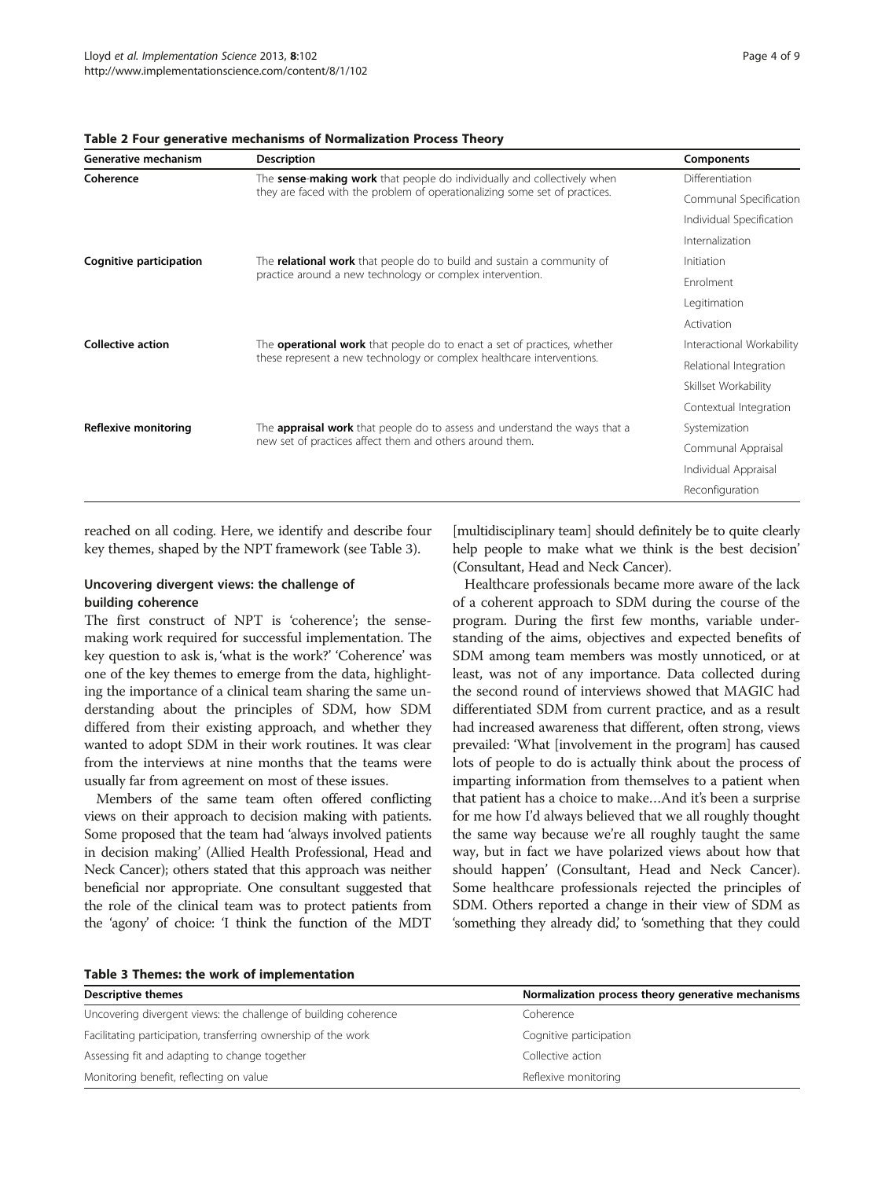**Table 2 Four generative mechanisms of Normalization Process Theory**

| Generative mechanism | Description | Components |
|---|---|---|
| **Coherence** | The **sense-making work** that people do individually and collectively when they are faced with the problem of operationalizing some set of practices. | Differentiation |
| | | Communal Specification |
| | | Individual Specification |
| | | Internalization |
| **Cognitive participation** | The **relational work** that people do to build and sustain a community of practice around a new technology or complex intervention. | Initiation |
| | | Enrolment |
| | | Legitimation |
| | | Activation |
| **Collective action** | The **operational work** that people do to enact a set of practices, whether these represent a new technology or complex healthcare interventions. | Interactional Workability |
| | | Relational Integration |
| | | Skillset Workability |
| | | Contextual Integration |
| **Reflexive monitoring** | The **appraisal work** that people do to assess and understand the ways that a new set of practices affect them and others around them. | Systemization |
| | | Communal Appraisal |
| | | Individual Appraisal |
| | | Reconfiguration |

reached on all coding. Here, we identify and describe four key themes, shaped by the NPT framework (see Table 3).

### Uncovering divergent views: the challenge of building coherence

The first construct of NPT is 'coherence'; the sense-making work required for successful implementation. The key question to ask is, 'what is the work?' 'Coherence' was one of the key themes to emerge from the data, highlighting the importance of a clinical team sharing the same understanding about the principles of SDM, how SDM differed from their existing approach, and whether they wanted to adopt SDM in their work routines. It was clear from the interviews at nine months that the teams were usually far from agreement on most of these issues.

Members of the same team often offered conflicting views on their approach to decision making with patients. Some proposed that the team had 'always involved patients in decision making' (Allied Health Professional, Head and Neck Cancer); others stated that this approach was neither beneficial nor appropriate. One consultant suggested that the role of the clinical team was to protect patients from the 'agony' of choice: 'I think the function of the MDT [multidisciplinary team] should definitely be to quite clearly help people to make what we think is the best decision' (Consultant, Head and Neck Cancer).

Healthcare professionals became more aware of the lack of a coherent approach to SDM during the course of the program. During the first few months, variable understanding of the aims, objectives and expected benefits of SDM among team members was mostly unnoticed, or at least, was not of any importance. Data collected during the second round of interviews showed that MAGIC had differentiated SDM from current practice, and as a result had increased awareness that different, often strong, views prevailed: 'What [involvement in the program] has caused lots of people to do is actually think about the process of imparting information from themselves to a patient when that patient has a choice to make…And it's been a surprise for me how I'd always believed that we all roughly thought the same way because we're all roughly taught the same way, but in fact we have polarized views about how that should happen' (Consultant, Head and Neck Cancer). Some healthcare professionals rejected the principles of SDM. Others reported a change in their view of SDM as 'something they already did,' to 'something that they could

**Table 3 Themes: the work of implementation**

| Descriptive themes | Normalization process theory generative mechanisms |
|---|---|
| Uncovering divergent views: the challenge of building coherence | Coherence |
| Facilitating participation, transferring ownership of the work | Cognitive participation |
| Assessing fit and adapting to change together | Collective action |
| Monitoring benefit, reflecting on value | Reflexive monitoring |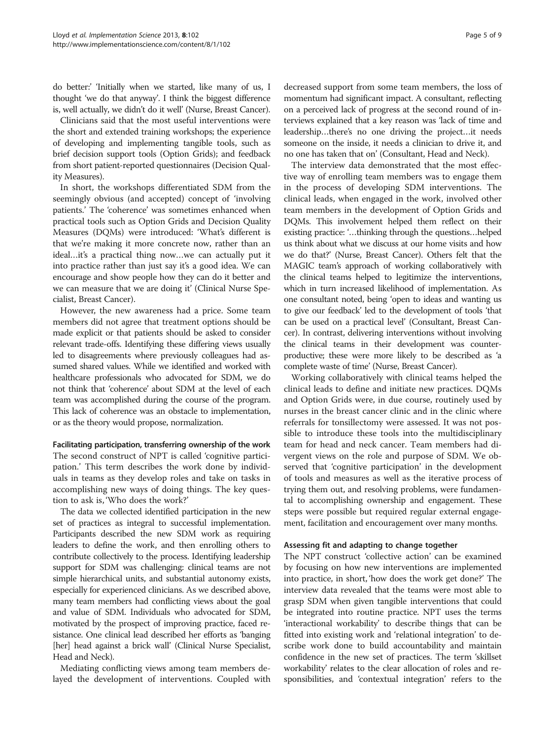do better:' 'Initially when we started, like many of us, I thought 'we do that anyway'. I think the biggest difference is, well actually, we didn't do it well' (Nurse, Breast Cancer).

Clinicians said that the most useful interventions were the short and extended training workshops; the experience of developing and implementing tangible tools, such as brief decision support tools (Option Grids); and feedback from short patient-reported questionnaires (Decision Quality Measures).

In short, the workshops differentiated SDM from the seemingly obvious (and accepted) concept of 'involving patients.' The 'coherence' was sometimes enhanced when practical tools such as Option Grids and Decision Quality Measures (DQMs) were introduced: 'What's different is that we're making it more concrete now, rather than an ideal…it's a practical thing now…we can actually put it into practice rather than just say it's a good idea. We can encourage and show people how they can do it better and we can measure that we are doing it' (Clinical Nurse Specialist, Breast Cancer).

However, the new awareness had a price. Some team members did not agree that treatment options should be made explicit or that patients should be asked to consider relevant trade-offs. Identifying these differing views usually led to disagreements where previously colleagues had assumed shared values. While we identified and worked with healthcare professionals who advocated for SDM, we do not think that 'coherence' about SDM at the level of each team was accomplished during the course of the program. This lack of coherence was an obstacle to implementation, or as the theory would propose, normalization.

### Facilitating participation, transferring ownership of the work

The second construct of NPT is called 'cognitive participation.' This term describes the work done by individuals in teams as they develop roles and take on tasks in accomplishing new ways of doing things. The key question to ask is, 'Who does the work?'

The data we collected identified participation in the new set of practices as integral to successful implementation. Participants described the new SDM work as requiring leaders to define the work, and then enrolling others to contribute collectively to the process. Identifying leadership support for SDM was challenging: clinical teams are not simple hierarchical units, and substantial autonomy exists, especially for experienced clinicians. As we described above, many team members had conflicting views about the goal and value of SDM. Individuals who advocated for SDM, motivated by the prospect of improving practice, faced resistance. One clinical lead described her efforts as 'banging [her] head against a brick wall' (Clinical Nurse Specialist, Head and Neck).

Mediating conflicting views among team members delayed the development of interventions. Coupled with decreased support from some team members, the loss of momentum had significant impact. A consultant, reflecting on a perceived lack of progress at the second round of interviews explained that a key reason was 'lack of time and leadership…there's no one driving the project…it needs someone on the inside, it needs a clinician to drive it, and no one has taken that on' (Consultant, Head and Neck).

The interview data demonstrated that the most effective way of enrolling team members was to engage them in the process of developing SDM interventions. The clinical leads, when engaged in the work, involved other team members in the development of Option Grids and DQMs. This involvement helped them reflect on their existing practice: '…thinking through the questions…helped us think about what we discuss at our home visits and how we do that?' (Nurse, Breast Cancer). Others felt that the MAGIC team's approach of working collaboratively with the clinical teams helped to legitimize the interventions, which in turn increased likelihood of implementation. As one consultant noted, being 'open to ideas and wanting us to give our feedback' led to the development of tools 'that can be used on a practical level' (Consultant, Breast Cancer). In contrast, delivering interventions without involving the clinical teams in their development was counterproductive; these were more likely to be described as 'a complete waste of time' (Nurse, Breast Cancer).

Working collaboratively with clinical teams helped the clinical leads to define and initiate new practices. DQMs and Option Grids were, in due course, routinely used by nurses in the breast cancer clinic and in the clinic where referrals for tonsillectomy were assessed. It was not possible to introduce these tools into the multidisciplinary team for head and neck cancer. Team members had divergent views on the role and purpose of SDM. We observed that 'cognitive participation' in the development of tools and measures as well as the iterative process of trying them out, and resolving problems, were fundamental to accomplishing ownership and engagement. These steps were possible but required regular external engagement, facilitation and encouragement over many months.

### Assessing fit and adapting to change together

The NPT construct 'collective action' can be examined by focusing on how new interventions are implemented into practice, in short, 'how does the work get done?' The interview data revealed that the teams were most able to grasp SDM when given tangible interventions that could be integrated into routine practice. NPT uses the terms 'interactional workability' to describe things that can be fitted into existing work and 'relational integration' to describe work done to build accountability and maintain confidence in the new set of practices. The term 'skillset workability' relates to the clear allocation of roles and responsibilities, and 'contextual integration' refers to the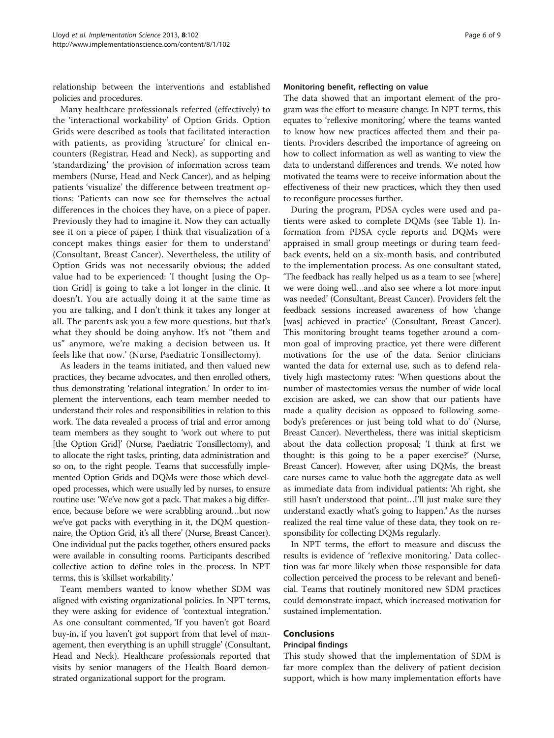relationship between the interventions and established policies and procedures.

Many healthcare professionals referred (effectively) to the 'interactional workability' of Option Grids. Option Grids were described as tools that facilitated interaction with patients, as providing 'structure' for clinical encounters (Registrar, Head and Neck), as supporting and 'standardizing' the provision of information across team members (Nurse, Head and Neck Cancer), and as helping patients 'visualize' the difference between treatment options: 'Patients can now see for themselves the actual differences in the choices they have, on a piece of paper. Previously they had to imagine it. Now they can actually see it on a piece of paper, I think that visualization of a concept makes things easier for them to understand' (Consultant, Breast Cancer). Nevertheless, the utility of Option Grids was not necessarily obvious; the added value had to be experienced: 'I thought [using the Option Grid] is going to take a lot longer in the clinic. It doesn't. You are actually doing it at the same time as you are talking, and I don't think it takes any longer at all. The parents ask you a few more questions, but that's what they should be doing anyhow. It's not "them and us" anymore, we're making a decision between us. It feels like that now.' (Nurse, Paediatric Tonsillectomy).

As leaders in the teams initiated, and then valued new practices, they became advocates, and then enrolled others, thus demonstrating 'relational integration.' In order to implement the interventions, each team member needed to understand their roles and responsibilities in relation to this work. The data revealed a process of trial and error among team members as they sought to 'work out where to put [the Option Grid]' (Nurse, Paediatric Tonsillectomy), and to allocate the right tasks, printing, data administration and so on, to the right people. Teams that successfully implemented Option Grids and DQMs were those which developed processes, which were usually led by nurses, to ensure routine use: 'We've now got a pack. That makes a big difference, because before we were scrabbling around…but now we've got packs with everything in it, the DQM questionnaire, the Option Grid, it's all there' (Nurse, Breast Cancer). One individual put the packs together, others ensured packs were available in consulting rooms. Participants described collective action to define roles in the process. In NPT terms, this is 'skillset workability.'

Team members wanted to know whether SDM was aligned with existing organizational policies. In NPT terms, they were asking for evidence of 'contextual integration.' As one consultant commented, 'If you haven't got Board buy-in, if you haven't got support from that level of management, then everything is an uphill struggle' (Consultant, Head and Neck). Healthcare professionals reported that visits by senior managers of the Health Board demonstrated organizational support for the program.

#### Monitoring benefit, reflecting on value

The data showed that an important element of the program was the effort to measure change. In NPT terms, this equates to 'reflexive monitoring,' where the teams wanted to know how new practices affected them and their patients. Providers described the importance of agreeing on how to collect information as well as wanting to view the data to understand differences and trends. We noted how motivated the teams were to receive information about the effectiveness of their new practices, which they then used to reconfigure processes further.

During the program, PDSA cycles were used and patients were asked to complete DQMs (see Table 1). Information from PDSA cycle reports and DQMs were appraised in small group meetings or during team feedback events, held on a six-month basis, and contributed to the implementation process. As one consultant stated, 'The feedback has really helped us as a team to see [where] we were doing well…and also see where a lot more input was needed' (Consultant, Breast Cancer). Providers felt the feedback sessions increased awareness of how 'change [was] achieved in practice' (Consultant, Breast Cancer). This monitoring brought teams together around a common goal of improving practice, yet there were different motivations for the use of the data. Senior clinicians wanted the data for external use, such as to defend relatively high mastectomy rates: 'When questions about the number of mastectomies versus the number of wide local excision are asked, we can show that our patients have made a quality decision as opposed to following somebody's preferences or just being told what to do' (Nurse, Breast Cancer). Nevertheless, there was initial skepticism about the data collection proposal; 'I think at first we thought: is this going to be a paper exercise?' (Nurse, Breast Cancer). However, after using DQMs, the breast care nurses came to value both the aggregate data as well as immediate data from individual patients: 'Ah right, she still hasn't understood that point…I'll just make sure they understand exactly what's going to happen.' As the nurses realized the real time value of these data, they took on responsibility for collecting DQMs regularly.

In NPT terms, the effort to measure and discuss the results is evidence of 'reflexive monitoring.' Data collection was far more likely when those responsible for data collection perceived the process to be relevant and beneficial. Teams that routinely monitored new SDM practices could demonstrate impact, which increased motivation for sustained implementation.

## Conclusions

### Principal findings

This study showed that the implementation of SDM is far more complex than the delivery of patient decision support, which is how many implementation efforts have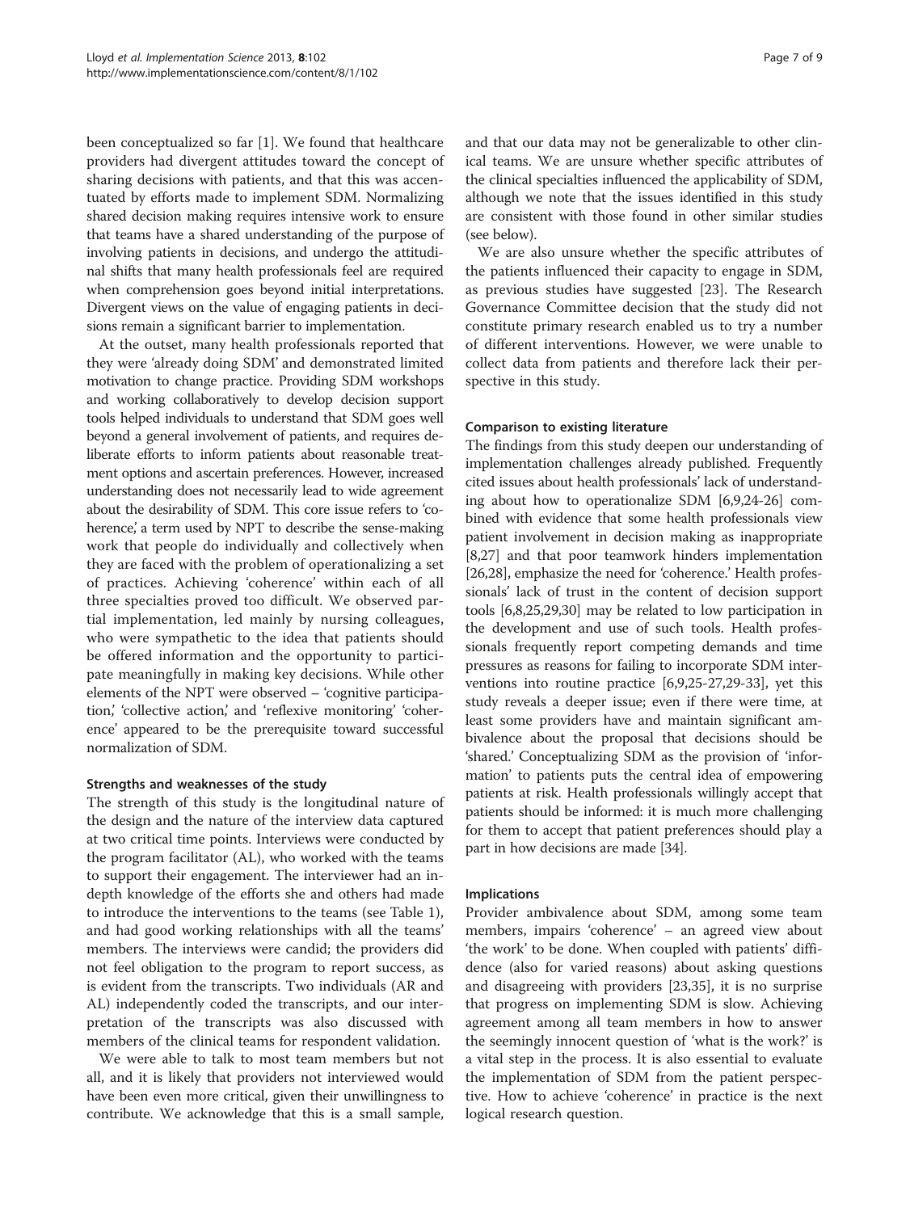been conceptualized so far [1]. We found that healthcare providers had divergent attitudes toward the concept of sharing decisions with patients, and that this was accentuated by efforts made to implement SDM. Normalizing shared decision making requires intensive work to ensure that teams have a shared understanding of the purpose of involving patients in decisions, and undergo the attitudinal shifts that many health professionals feel are required when comprehension goes beyond initial interpretations. Divergent views on the value of engaging patients in decisions remain a significant barrier to implementation.

At the outset, many health professionals reported that they were 'already doing SDM' and demonstrated limited motivation to change practice. Providing SDM workshops and working collaboratively to develop decision support tools helped individuals to understand that SDM goes well beyond a general involvement of patients, and requires deliberate efforts to inform patients about reasonable treatment options and ascertain preferences. However, increased understanding does not necessarily lead to wide agreement about the desirability of SDM. This core issue refers to 'coherence,' a term used by NPT to describe the sense-making work that people do individually and collectively when they are faced with the problem of operationalizing a set of practices. Achieving 'coherence' within each of all three specialties proved too difficult. We observed partial implementation, led mainly by nursing colleagues, who were sympathetic to the idea that patients should be offered information and the opportunity to participate meaningfully in making key decisions. While other elements of the NPT were observed – 'cognitive participation,' 'collective action,' and 'reflexive monitoring' 'coherence' appeared to be the prerequisite toward successful normalization of SDM.

#### Strengths and weaknesses of the study

The strength of this study is the longitudinal nature of the design and the nature of the interview data captured at two critical time points. Interviews were conducted by the program facilitator (AL), who worked with the teams to support their engagement. The interviewer had an in-depth knowledge of the efforts she and others had made to introduce the interventions to the teams (see Table 1), and had good working relationships with all the teams' members. The interviews were candid; the providers did not feel obligation to the program to report success, as is evident from the transcripts. Two individuals (AR and AL) independently coded the transcripts, and our interpretation of the transcripts was also discussed with members of the clinical teams for respondent validation.

We were able to talk to most team members but not all, and it is likely that providers not interviewed would have been even more critical, given their unwillingness to contribute. We acknowledge that this is a small sample, and that our data may not be generalizable to other clinical teams. We are unsure whether specific attributes of the clinical specialties influenced the applicability of SDM, although we note that the issues identified in this study are consistent with those found in other similar studies (see below).

We are also unsure whether the specific attributes of the patients influenced their capacity to engage in SDM, as previous studies have suggested [23]. The Research Governance Committee decision that the study did not constitute primary research enabled us to try a number of different interventions. However, we were unable to collect data from patients and therefore lack their perspective in this study.

#### Comparison to existing literature

The findings from this study deepen our understanding of implementation challenges already published. Frequently cited issues about health professionals' lack of understanding about how to operationalize SDM [6,9,24-26] combined with evidence that some health professionals view patient involvement in decision making as inappropriate [8,27] and that poor teamwork hinders implementation [26,28], emphasize the need for 'coherence.' Health professionals' lack of trust in the content of decision support tools [6,8,25,29,30] may be related to low participation in the development and use of such tools. Health professionals frequently report competing demands and time pressures as reasons for failing to incorporate SDM interventions into routine practice [6,9,25-27,29-33], yet this study reveals a deeper issue; even if there were time, at least some providers have and maintain significant ambivalence about the proposal that decisions should be 'shared.' Conceptualizing SDM as the provision of 'information' to patients puts the central idea of empowering patients at risk. Health professionals willingly accept that patients should be informed: it is much more challenging for them to accept that patient preferences should play a part in how decisions are made [34].

#### Implications

Provider ambivalence about SDM, among some team members, impairs 'coherence' – an agreed view about 'the work' to be done. When coupled with patients' diffidence (also for varied reasons) about asking questions and disagreeing with providers [23,35], it is no surprise that progress on implementing SDM is slow. Achieving agreement among all team members in how to answer the seemingly innocent question of 'what is the work?' is a vital step in the process. It is also essential to evaluate the implementation of SDM from the patient perspective. How to achieve 'coherence' in practice is the next logical research question.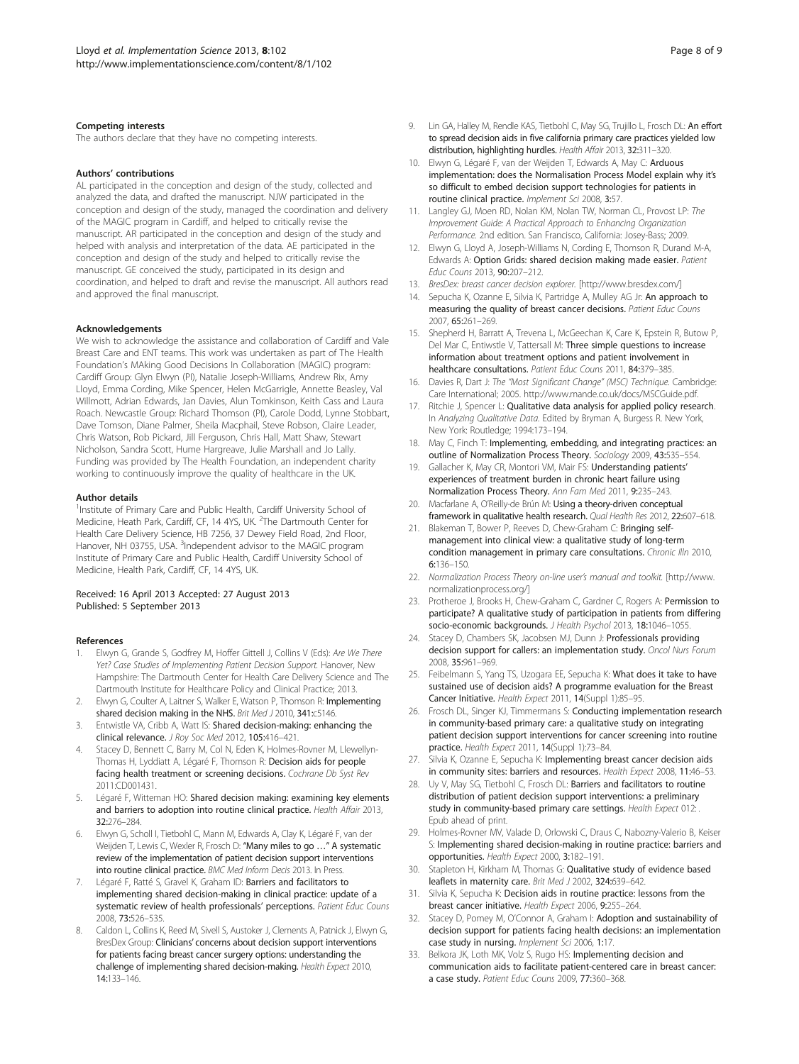### Competing interests

The authors declare that they have no competing interests.

### Authors' contributions

AL participated in the conception and design of the study, collected and analyzed the data, and drafted the manuscript. NJW participated in the conception and design of the study, managed the coordination and delivery of the MAGIC program in Cardiff, and helped to critically revise the manuscript. AR participated in the conception and design of the study and helped with analysis and interpretation of the data. AE participated in the conception and design of the study and helped to critically revise the manuscript. GE conceived the study, participated in its design and coordination, and helped to draft and revise the manuscript. All authors read and approved the final manuscript.

### Acknowledgements

We wish to acknowledge the assistance and collaboration of Cardiff and Vale Breast Care and ENT teams. This work was undertaken as part of The Health Foundation's MAking Good Decisions In Collaboration (MAGIC) program: Cardiff Group: Glyn Elwyn (PI), Natalie Joseph-Williams, Andrew Rix, Amy Lloyd, Emma Cording, Mike Spencer, Helen McGarrigle, Annette Beasley, Val Willmott, Adrian Edwards, Jan Davies, Alun Tomkinson, Keith Cass and Laura Roach. Newcastle Group: Richard Thomson (PI), Carole Dodd, Lynne Stobbart, Dave Tomson, Diane Palmer, Sheila Macphail, Steve Robson, Claire Leader, Chris Watson, Rob Pickard, Jill Ferguson, Chris Hall, Matt Shaw, Stewart Nicholson, Sandra Scott, Hume Hargreave, Julie Marshall and Jo Lally. Funding was provided by The Health Foundation, an independent charity working to continuously improve the quality of healthcare in the UK.

### Author details

[1]Institute of Primary Care and Public Health, Cardiff University School of Medicine, Heath Park, Cardiff, CF, 14 4YS, UK. [2]The Dartmouth Center for Health Care Delivery Science, HB 7256, 37 Dewey Field Road, 2nd Floor, Hanover, NH 03755, USA. [3]Independent advisor to the MAGIC program Institute of Primary Care and Public Health, Cardiff University School of Medicine, Health Park, Cardiff, CF, 14 4YS, UK.

Received: 16 April 2013 Accepted: 27 August 2013
Published: 5 September 2013

### References

1. Elwyn G, Grande S, Godfrey M, Hoffer Gittell J, Collins V (Eds): *Are We There Yet? Case Studies of Implementing Patient Decision Support.* Hanover, New Hampshire: The Dartmouth Center for Health Care Delivery Science and The Dartmouth Institute for Healthcare Policy and Clinical Practice; 2013.
2. Elwyn G, Coulter A, Laitner S, Walker E, Watson P, Thomson R: **Implementing shared decision making in the NHS.** *Brit Med J* 2010, **341:**c5146.
3. Entwistle VA, Cribb A, Watt IS: **Shared decision-making: enhancing the clinical relevance.** *J Roy Soc Med* 2012, **105:**416–421.
4. Stacey D, Bennett C, Barry M, Col N, Eden K, Holmes-Rovner M, Llewellyn-Thomas H, Lyddiatt A, Légaré F, Thomson R: **Decision aids for people facing health treatment or screening decisions.** *Cochrane Db Syst Rev* 2011:CD001431.
5. Légaré F, Witteman HO: **Shared decision making: examining key elements and barriers to adoption into routine clinical practice.** *Health Affair* 2013, **32:**276–284.
6. Elwyn G, Scholl I, Tietbohl C, Mann M, Edwards A, Clay K, Légaré F, van der Weijden T, Lewis C, Wexler R, Frosch D: **"Many miles to go …" A systematic review of the implementation of patient decision support interventions into routine clinical practice.** *BMC Med Inform Decis* 2013. In Press.
7. Légaré F, Ratté S, Gravel K, Graham ID: **Barriers and facilitators to implementing shared decision-making in clinical practice: update of a systematic review of health professionals' perceptions.** *Patient Educ Couns* 2008, **73:**526–535.
8. Caldon L, Collins K, Reed M, Sivell S, Austoker J, Clements A, Patnick J, Elwyn G, BresDex Group: **Clinicians' concerns about decision support interventions for patients facing breast cancer surgery options: understanding the challenge of implementing shared decision-making.** *Health Expect* 2010, **14:**133–146.
9. Lin GA, Halley M, Rendle KAS, Tietbohl C, May SG, Trujillo L, Frosch DL: **An effort to spread decision aids in five california primary care practices yielded low distribution, highlighting hurdles.** *Health Affair* 2013, **32:**311–320.
10. Elwyn G, Légaré F, van der Weijden T, Edwards A, May C: **Arduous implementation: does the Normalisation Process Model explain why it's so difficult to embed decision support technologies for patients in routine clinical practice.** *Implement Sci* 2008, **3:**57.
11. Langley GJ, Moen RD, Nolan KM, Nolan TW, Norman CL, Provost LP: *The Improvement Guide: A Practical Approach to Enhancing Organization Performance.* 2nd edition. San Francisco, California: Josey-Bass; 2009.
12. Elwyn G, Lloyd A, Joseph-Williams N, Cording E, Thomson R, Durand M-A, Edwards A: **Option Grids: shared decision making made easier.** *Patient Educ Couns* 2013, **90:**207–212.
13. *BresDex: breast cancer decision explorer.* [http://www.bresdex.com/]
14. Sepucha K, Ozanne E, Silvia K, Partridge A, Mulley AG Jr: **An approach to measuring the quality of breast cancer decisions.** *Patient Educ Couns* 2007, **65:**261–269.
15. Shepherd H, Barratt A, Trevena L, McGeechan K, Care K, Epstein R, Butow P, Del Mar C, Entiwstle V, Tattersall M: **Three simple questions to increase information about treatment options and patient involvement in healthcare consultations.** *Patient Educ Couns* 2011, **84:**379–385.
16. Davies R, Dart J: *The "Most Significant Change" (MSC) Technique.* Cambridge: Care International; 2005. http://www.mande.co.uk/docs/MSCGuide.pdf.
17. Ritchie J, Spencer L: **Qualitative data analysis for applied policy research.** In *Analyzing Qualitative Data.* Edited by Bryman A, Burgess R. New York, New York: Routledge; 1994:173–194.
18. May C, Finch T: **Implementing, embedding, and integrating practices: an outline of Normalization Process Theory.** *Sociology* 2009, **43:**535–554.
19. Gallacher K, May CR, Montori VM, Mair FS: **Understanding patients' experiences of treatment burden in chronic heart failure using Normalization Process Theory.** *Ann Fam Med* 2011, **9:**235–243.
20. Macfarlane A, O'Reilly-de Brún M: **Using a theory-driven conceptual framework in qualitative health research.** *Qual Health Res* 2012, **22:**607–618.
21. Blakeman T, Bower P, Reeves D, Chew-Graham C: **Bringing self-management into clinical view: a qualitative study of long-term condition management in primary care consultations.** *Chronic Illn* 2010, **6:**136–150.
22. *Normalization Process Theory on-line user's manual and toolkit.* [http://www.normalizationprocess.org/]
23. Protheroe J, Brooks H, Chew-Graham C, Gardner C, Rogers A: **Permission to participate? A qualitative study of participation in patients from differing socio-economic backgrounds.** *J Health Psychol* 2013, **18:**1046–1055.
24. Stacey D, Chambers SK, Jacobsen MJ, Dunn J: **Professionals providing decision support for callers: an implementation study.** *Oncol Nurs Forum* 2008, **35:**961–969.
25. Feibelmann S, Yang TS, Uzogara EE, Sepucha K: **What does it take to have sustained use of decision aids? A programme evaluation for the Breast Cancer Initiative.** *Health Expect* 2011, **14**(Suppl 1):85–95.
26. Frosch DL, Singer KJ, Timmermans S: **Conducting implementation research in community-based primary care: a qualitative study on integrating patient decision support interventions for cancer screening into routine practice.** *Health Expect* 2011, **14**(Suppl 1):73–84.
27. Silvia K, Ozanne E, Sepucha K: **Implementing breast cancer decision aids in community sites: barriers and resources.** *Health Expect* 2008, **11:**46–53.
28. Uy V, May SG, Tietbohl C, Frosch DL: **Barriers and facilitators to routine distribution of patient decision support interventions: a preliminary study in community-based primary care settings.** *Health Expect* 012:. Epub ahead of print.
29. Holmes-Rovner MV, Valade D, Orlowski C, Draus C, Nabozny-Valerio B, Keiser S: **Implementing shared decision-making in routine practice: barriers and opportunities.** *Health Expect* 2000, **3:**182–191.
30. Stapleton H, Kirkham M, Thomas G: **Qualitative study of evidence based leaflets in maternity care.** *Brit Med J* 2002, **324:**639–642.
31. Silvia K, Sepucha K: **Decision aids in routine practice: lessons from the breast cancer initiative.** *Health Expect* 2006, **9:**255–264.
32. Stacey D, Pomey M, O'Connor A, Graham I: **Adoption and sustainability of decision support for patients facing health decisions: an implementation case study in nursing.** *Implement Sci* 2006, **1:**17.
33. Belkora JK, Loth MK, Volz S, Rugo HS: **Implementing decision and communication aids to facilitate patient-centered care in breast cancer: a case study.** *Patient Educ Couns* 2009, **77:**360–368.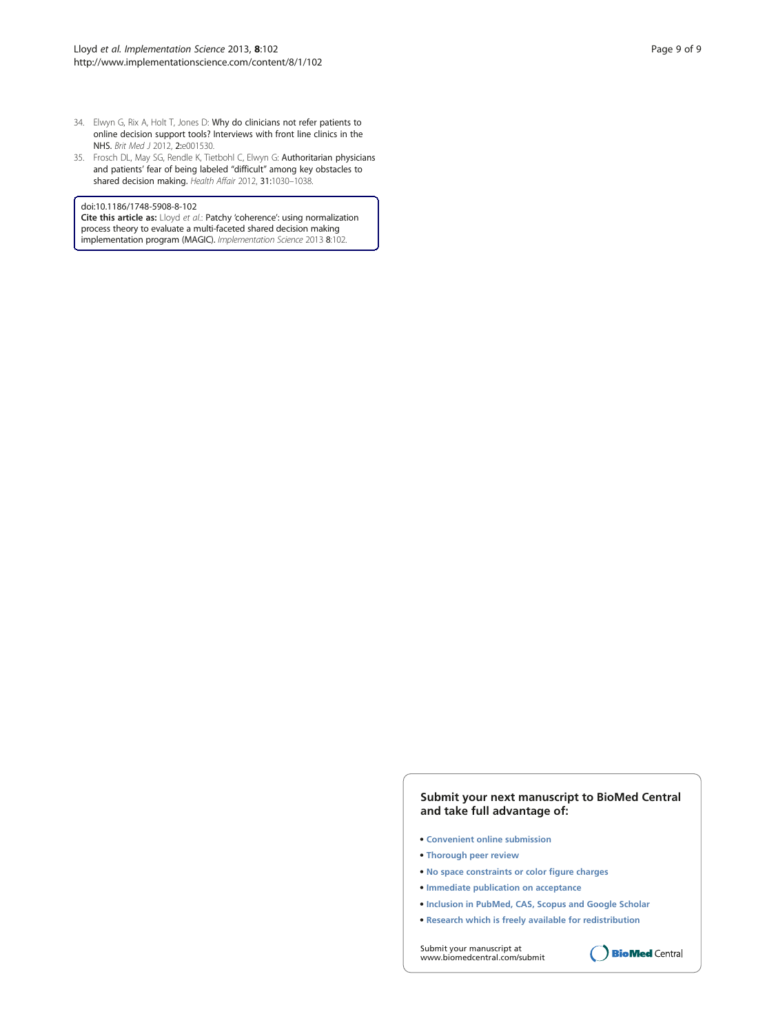34. Elwyn G, Rix A, Holt T, Jones D: **Why do clinicians not refer patients to online decision support tools? Interviews with front line clinics in the NHS.** *Brit Med J* 2012, **2:**e001530.
35. Frosch DL, May SG, Rendle K, Tietbohl C, Elwyn G: **Authoritarian physicians and patients' fear of being labeled "difficult" among key obstacles to shared decision making.** *Health Affair* 2012, **31:**1030–1038.

doi:10.1186/1748-5908-8-102
**Cite this article as:** Lloyd *et al.*: Patchy 'coherence': using normalization process theory to evaluate a multi-faceted shared decision making implementation program (MAGIC). *Implementation Science* 2013 **8**:102.

**Submit your next manuscript to BioMed Central and take full advantage of:**

- **Convenient online submission**
- **Thorough peer review**
- **No space constraints or color figure charges**
- **Immediate publication on acceptance**
- **Inclusion in PubMed, CAS, Scopus and Google Scholar**
- **Research which is freely available for redistribution**

Submit your manuscript at
www.biomedcentral.com/submit

BioMed Central